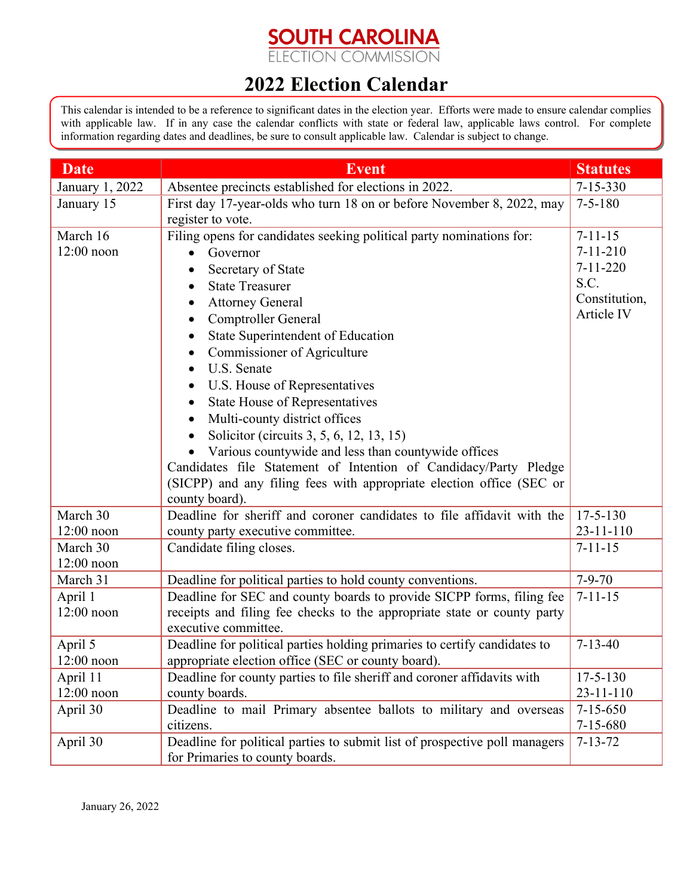# SOUTH CAROLINA
ELECTION COMMISSION

# 2022 Election Calendar

This calendar is intended to be a reference to significant dates in the election year. Efforts were made to ensure calendar complies with applicable law. If in any case the calendar conflicts with state or federal law, applicable laws control. For complete information regarding dates and deadlines, be sure to consult applicable law. Calendar is subject to change.

| Date | Event | Statutes |
|---|---|---|
| January 1, 2022 | Absentee precincts established for elections in 2022. | 7-15-330 |
| January 15 | First day 17-year-olds who turn 18 on or before November 8, 2022, may register to vote. | 7-5-180 |
| March 16<br>12:00 noon | Filing opens for candidates seeking political party nominations for:<br>• Governor<br>• Secretary of State<br>• State Treasurer<br>• Attorney General<br>• Comptroller General<br>• State Superintendent of Education<br>• Commissioner of Agriculture<br>• U.S. Senate<br>• U.S. House of Representatives<br>• State House of Representatives<br>• Multi-county district offices<br>• Solicitor (circuits 3, 5, 6, 12, 13, 15)<br>• Various countywide and less than countywide offices<br>Candidates file Statement of Intention of Candidacy/Party Pledge (SICPP) and any filing fees with appropriate election office (SEC or county board). | 7-11-15<br>7-11-210<br>7-11-220<br>S.C. Constitution, Article IV |
| March 30<br>12:00 noon | Deadline for sheriff and coroner candidates to file affidavit with the county party executive committee. | 17-5-130<br>23-11-110 |
| March 30<br>12:00 noon | Candidate filing closes. | 7-11-15 |
| March 31 | Deadline for political parties to hold county conventions. | 7-9-70 |
| April 1<br>12:00 noon | Deadline for SEC and county boards to provide SICPP forms, filing fee receipts and filing fee checks to the appropriate state or county party executive committee. | 7-11-15 |
| April 5<br>12:00 noon | Deadline for political parties holding primaries to certify candidates to appropriate election office (SEC or county board). | 7-13-40 |
| April 11<br>12:00 noon | Deadline for county parties to file sheriff and coroner affidavits with county boards. | 17-5-130<br>23-11-110 |
| April 30 | Deadline to mail Primary absentee ballots to military and overseas citizens. | 7-15-650<br>7-15-680 |
| April 30 | Deadline for political parties to submit list of prospective poll managers for Primaries to county boards. | 7-13-72 |

January 26, 2022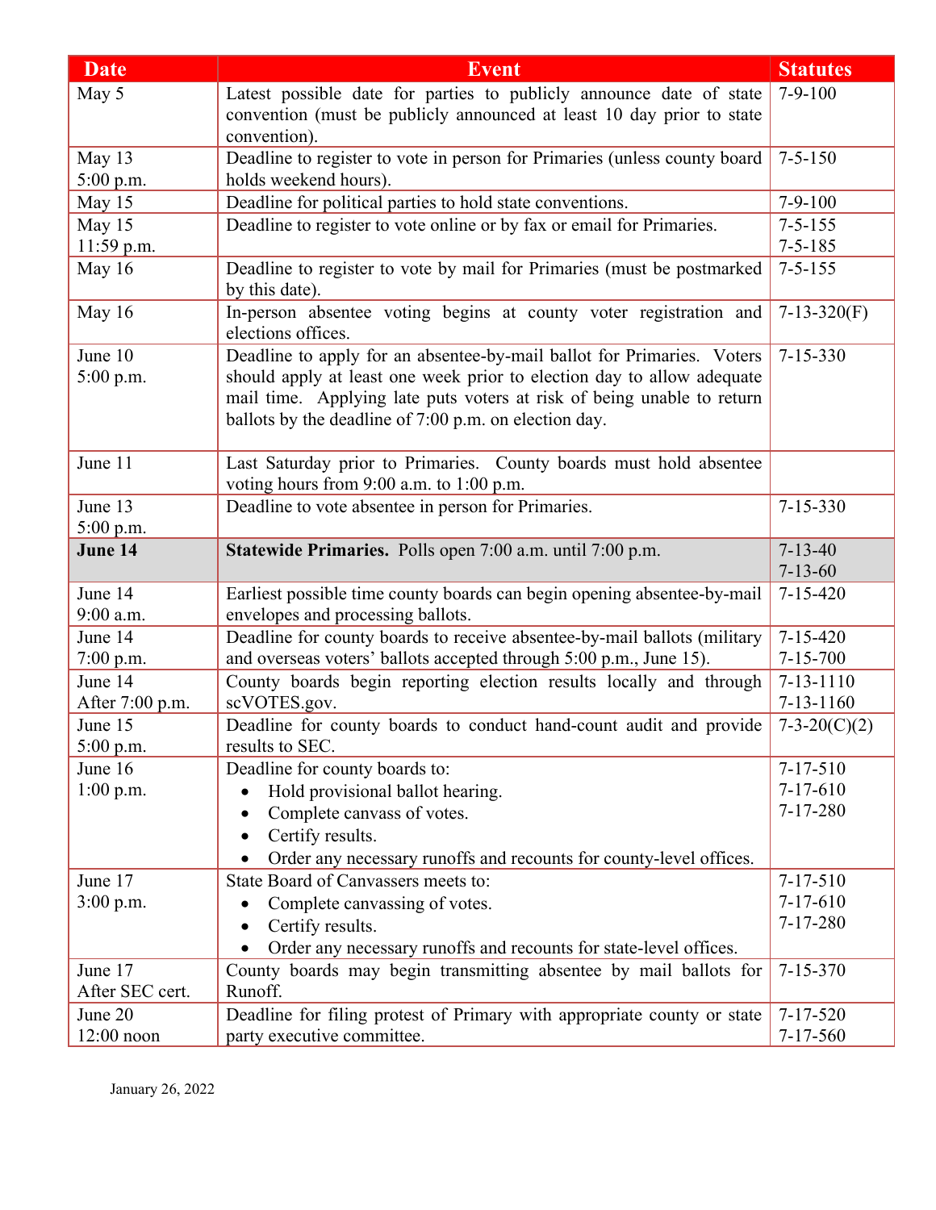| Date | Event | Statutes |
|---|---|---|
| May 5 | Latest possible date for parties to publicly announce date of state convention (must be publicly announced at least 10 day prior to state convention). | 7-9-100 |
| May 13<br>5:00 p.m. | Deadline to register to vote in person for Primaries (unless county board holds weekend hours). | 7-5-150 |
| May 15 | Deadline for political parties to hold state conventions. | 7-9-100 |
| May 15<br>11:59 p.m. | Deadline to register to vote online or by fax or email for Primaries. | 7-5-155<br>7-5-185 |
| May 16 | Deadline to register to vote by mail for Primaries (must be postmarked by this date). | 7-5-155 |
| May 16 | In-person absentee voting begins at county voter registration and elections offices. | 7-13-320(F) |
| June 10<br>5:00 p.m. | Deadline to apply for an absentee-by-mail ballot for Primaries. Voters should apply at least one week prior to election day to allow adequate mail time. Applying late puts voters at risk of being unable to return ballots by the deadline of 7:00 p.m. on election day. | 7-15-330 |
| June 11 | Last Saturday prior to Primaries. County boards must hold absentee voting hours from 9:00 a.m. to 1:00 p.m. | |
| June 13<br>5:00 p.m. | Deadline to vote absentee in person for Primaries. | 7-15-330 |
| **June 14** | **Statewide Primaries.** Polls open 7:00 a.m. until 7:00 p.m. | 7-13-40<br>7-13-60 |
| June 14<br>9:00 a.m. | Earliest possible time county boards can begin opening absentee-by-mail envelopes and processing ballots. | 7-15-420 |
| June 14<br>7:00 p.m. | Deadline for county boards to receive absentee-by-mail ballots (military and overseas voters' ballots accepted through 5:00 p.m., June 15). | 7-15-420<br>7-15-700 |
| June 14<br>After 7:00 p.m. | County boards begin reporting election results locally and through scVOTES.gov. | 7-13-1110<br>7-13-1160 |
| June 15<br>5:00 p.m. | Deadline for county boards to conduct hand-count audit and provide results to SEC. | 7-3-20(C)(2) |
| June 16<br>1:00 p.m. | Deadline for county boards to:<br>• Hold provisional ballot hearing.<br>• Complete canvass of votes.<br>• Certify results.<br>• Order any necessary runoffs and recounts for county-level offices. | 7-17-510<br>7-17-610<br>7-17-280 |
| June 17<br>3:00 p.m. | State Board of Canvassers meets to:<br>• Complete canvassing of votes.<br>• Certify results.<br>• Order any necessary runoffs and recounts for state-level offices. | 7-17-510<br>7-17-610<br>7-17-280 |
| June 17<br>After SEC cert. | County boards may begin transmitting absentee by mail ballots for Runoff. | 7-15-370 |
| June 20<br>12:00 noon | Deadline for filing protest of Primary with appropriate county or state party executive committee. | 7-17-520<br>7-17-560 |

January 26, 2022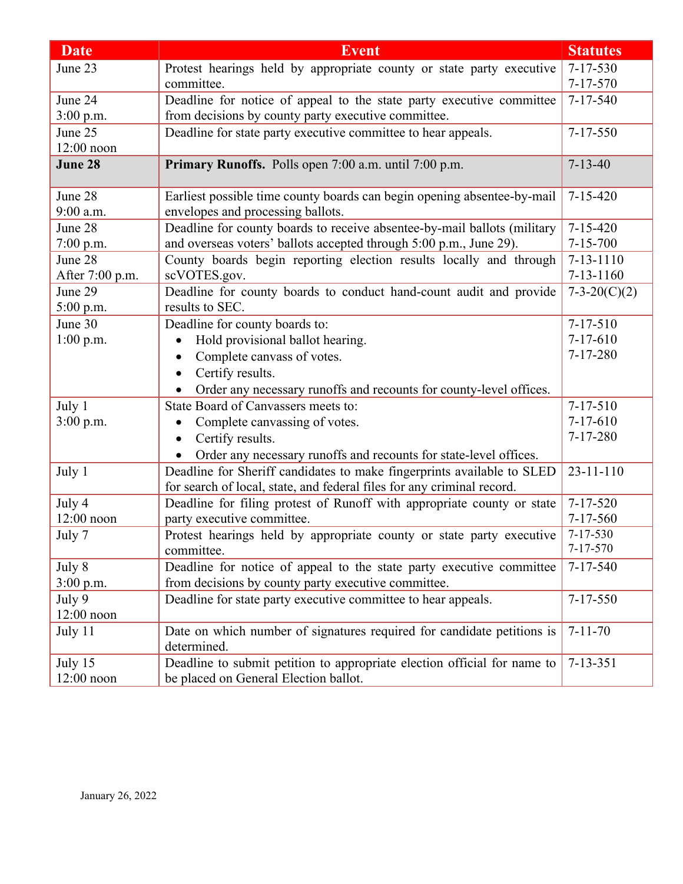| Date | Event | Statutes |
|---|---|---|
| June 23 | Protest hearings held by appropriate county or state party executive committee. | 7-17-530<br>7-17-570 |
| June 24<br>3:00 p.m. | Deadline for notice of appeal to the state party executive committee from decisions by county party executive committee. | 7-17-540 |
| June 25<br>12:00 noon | Deadline for state party executive committee to hear appeals. | 7-17-550 |
| **June 28** | **Primary Runoffs.** Polls open 7:00 a.m. until 7:00 p.m. | 7-13-40 |
| June 28<br>9:00 a.m. | Earliest possible time county boards can begin opening absentee-by-mail envelopes and processing ballots. | 7-15-420 |
| June 28<br>7:00 p.m. | Deadline for county boards to receive absentee-by-mail ballots (military and overseas voters' ballots accepted through 5:00 p.m., June 29). | 7-15-420<br>7-15-700 |
| June 28<br>After 7:00 p.m. | County boards begin reporting election results locally and through scVOTES.gov. | 7-13-1110<br>7-13-1160 |
| June 29<br>5:00 p.m. | Deadline for county boards to conduct hand-count audit and provide results to SEC. | 7-3-20(C)(2) |
| June 30<br>1:00 p.m. | Deadline for county boards to:<br>• Hold provisional ballot hearing.<br>• Complete canvass of votes.<br>• Certify results.<br>• Order any necessary runoffs and recounts for county-level offices. | 7-17-510<br>7-17-610<br>7-17-280 |
| July 1<br>3:00 p.m. | State Board of Canvassers meets to:<br>• Complete canvassing of votes.<br>• Certify results.<br>• Order any necessary runoffs and recounts for state-level offices. | 7-17-510<br>7-17-610<br>7-17-280 |
| July 1 | Deadline for Sheriff candidates to make fingerprints available to SLED for search of local, state, and federal files for any criminal record. | 23-11-110 |
| July 4<br>12:00 noon | Deadline for filing protest of Runoff with appropriate county or state party executive committee. | 7-17-520<br>7-17-560 |
| July 7 | Protest hearings held by appropriate county or state party executive committee. | 7-17-530<br>7-17-570 |
| July 8<br>3:00 p.m. | Deadline for notice of appeal to the state party executive committee from decisions by county party executive committee. | 7-17-540 |
| July 9<br>12:00 noon | Deadline for state party executive committee to hear appeals. | 7-17-550 |
| July 11 | Date on which number of signatures required for candidate petitions is determined. | 7-11-70 |
| July 15<br>12:00 noon | Deadline to submit petition to appropriate election official for name to be placed on General Election ballot. | 7-13-351 |

January 26, 2022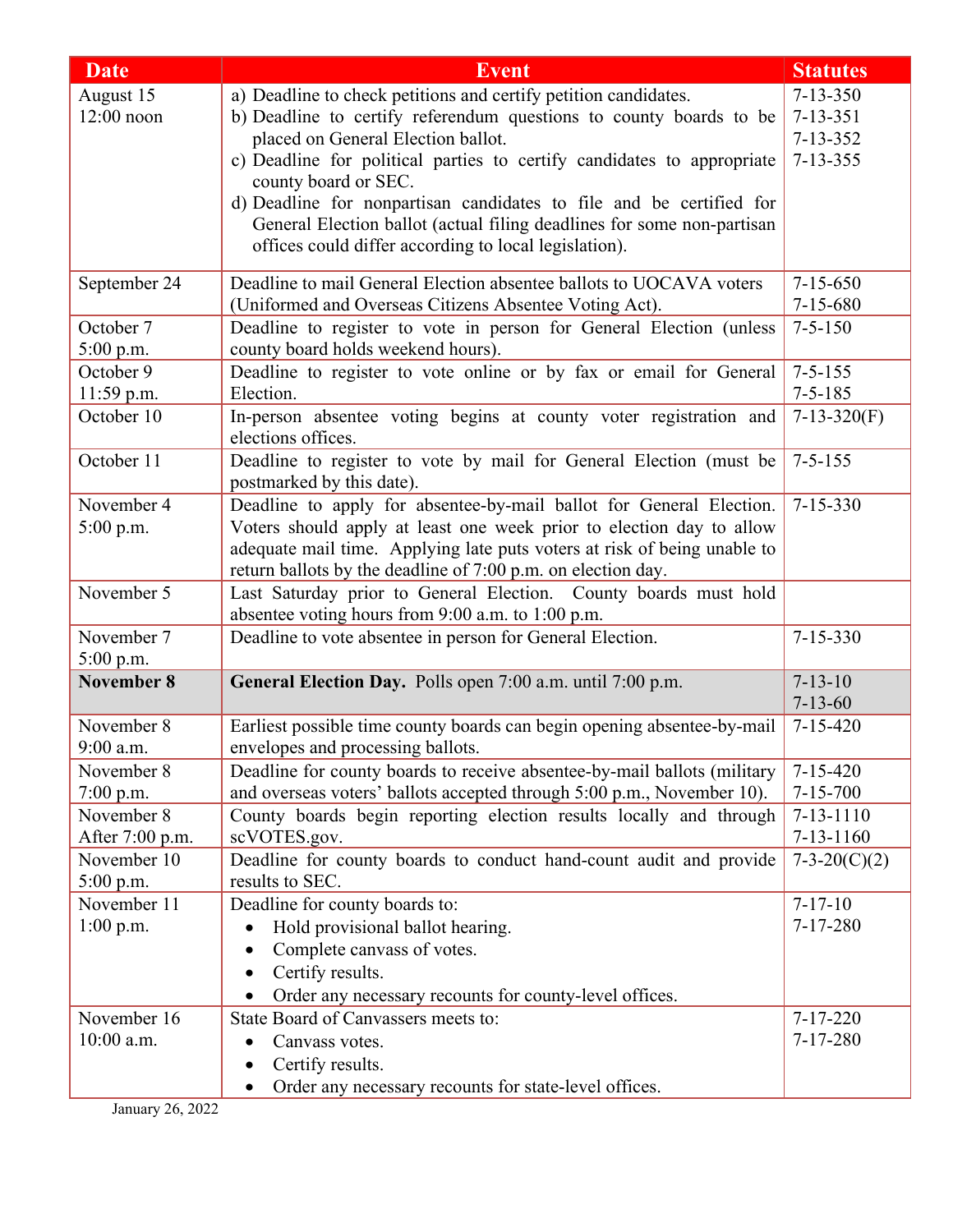| Date | Event | Statutes |
|---|---|---|
| August 15<br>12:00 noon | a) Deadline to check petitions and certify petition candidates.<br>b) Deadline to certify referendum questions to county boards to be placed on General Election ballot.<br>c) Deadline for political parties to certify candidates to appropriate county board or SEC.<br>d) Deadline for nonpartisan candidates to file and be certified for General Election ballot (actual filing deadlines for some non-partisan offices could differ according to local legislation). | 7-13-350<br>7-13-351<br>7-13-352<br>7-13-355 |
| September 24 | Deadline to mail General Election absentee ballots to UOCAVA voters (Uniformed and Overseas Citizens Absentee Voting Act). | 7-15-650<br>7-15-680 |
| October 7<br>5:00 p.m. | Deadline to register to vote in person for General Election (unless county board holds weekend hours). | 7-5-150 |
| October 9<br>11:59 p.m. | Deadline to register to vote online or by fax or email for General Election. | 7-5-155<br>7-5-185 |
| October 10 | In-person absentee voting begins at county voter registration and elections offices. | 7-13-320(F) |
| October 11 | Deadline to register to vote by mail for General Election (must be postmarked by this date). | 7-5-155 |
| November 4<br>5:00 p.m. | Deadline to apply for absentee-by-mail ballot for General Election. Voters should apply at least one week prior to election day to allow adequate mail time. Applying late puts voters at risk of being unable to return ballots by the deadline of 7:00 p.m. on election day. | 7-15-330 |
| November 5 | Last Saturday prior to General Election. County boards must hold absentee voting hours from 9:00 a.m. to 1:00 p.m. | |
| November 7<br>5:00 p.m. | Deadline to vote absentee in person for General Election. | 7-15-330 |
| **November 8** | **General Election Day.** Polls open 7:00 a.m. until 7:00 p.m. | 7-13-10<br>7-13-60 |
| November 8<br>9:00 a.m. | Earliest possible time county boards can begin opening absentee-by-mail envelopes and processing ballots. | 7-15-420 |
| November 8<br>7:00 p.m. | Deadline for county boards to receive absentee-by-mail ballots (military and overseas voters' ballots accepted through 5:00 p.m., November 10). | 7-15-420<br>7-15-700 |
| November 8<br>After 7:00 p.m. | County boards begin reporting election results locally and through scVOTES.gov. | 7-13-1110<br>7-13-1160 |
| November 10<br>5:00 p.m. | Deadline for county boards to conduct hand-count audit and provide results to SEC. | 7-3-20(C)(2) |
| November 11<br>1:00 p.m. | Deadline for county boards to:<br>• Hold provisional ballot hearing.<br>• Complete canvass of votes.<br>• Certify results.<br>• Order any necessary recounts for county-level offices. | 7-17-10<br>7-17-280 |
| November 16<br>10:00 a.m. | State Board of Canvassers meets to:<br>• Canvass votes.<br>• Certify results.<br>• Order any necessary recounts for state-level offices. | 7-17-220<br>7-17-280 |

January 26, 2022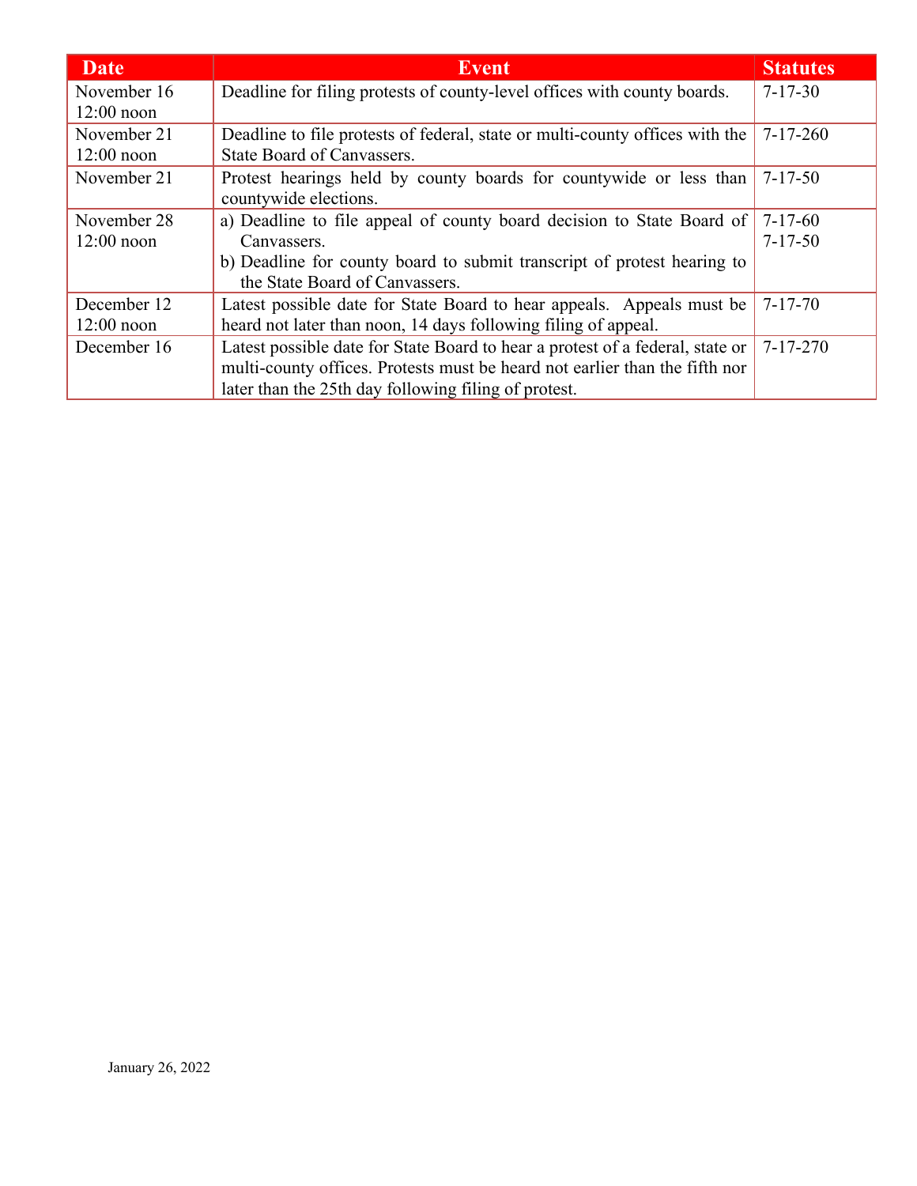| Date | Event | Statutes |
|---|---|---|
| November 16 12:00 noon | Deadline for filing protests of county-level offices with county boards. | 7-17-30 |
| November 21 12:00 noon | Deadline to file protests of federal, state or multi-county offices with the State Board of Canvassers. | 7-17-260 |
| November 21 | Protest hearings held by county boards for countywide or less than countywide elections. | 7-17-50 |
| November 28 12:00 noon | a) Deadline to file appeal of county board decision to State Board of Canvassers. b) Deadline for county board to submit transcript of protest hearing to the State Board of Canvassers. | 7-17-60 7-17-50 |
| December 12 12:00 noon | Latest possible date for State Board to hear appeals. Appeals must be heard not later than noon, 14 days following filing of appeal. | 7-17-70 |
| December 16 | Latest possible date for State Board to hear a protest of a federal, state or multi-county offices. Protests must be heard not earlier than the fifth nor later than the 25th day following filing of protest. | 7-17-270 |

January 26, 2022